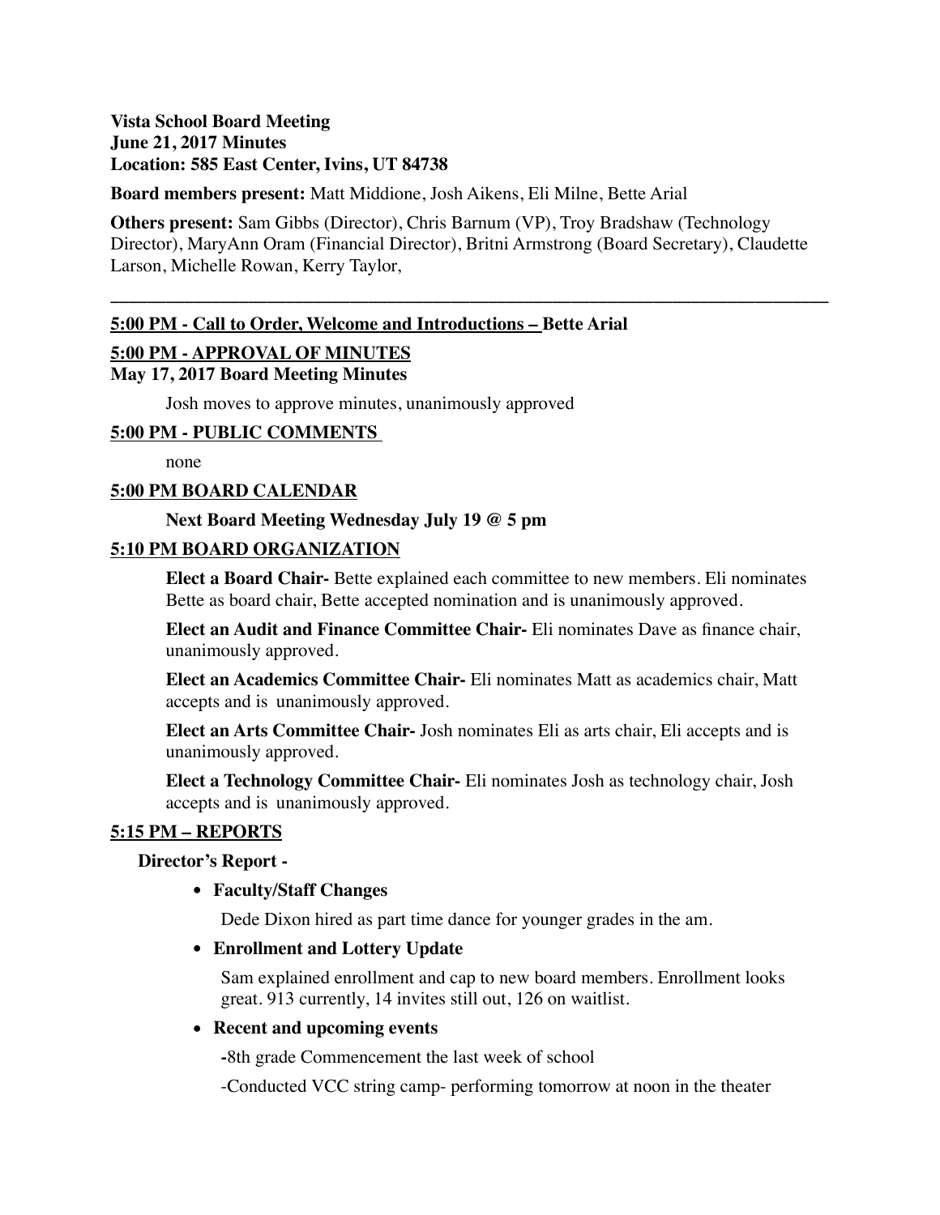**Vista School Board Meeting**
**June 21, 2017 Minutes**
**Location: 585 East Center, Ivins, UT 84738**

**Board members present:** Matt Middione, Josh Aikens, Eli Milne, Bette Arial

**Others present:** Sam Gibbs (Director), Chris Barnum (VP), Troy Bradshaw (Technology Director), MaryAnn Oram (Financial Director), Britni Armstrong (Board Secretary), Claudette Larson, Michelle Rowan, Kerry Taylor,

---

**5:00 PM - Call to Order, Welcome and Introductions – Bette Arial**

**5:00 PM - APPROVAL OF MINUTES**
**May 17, 2017 Board Meeting Minutes**

Josh moves to approve minutes, unanimously approved

**5:00 PM - PUBLIC COMMENTS**

none

**5:00 PM BOARD CALENDAR**

**Next Board Meeting Wednesday July 19 @ 5 pm**

**5:10 PM BOARD ORGANIZATION**

**Elect a Board Chair-** Bette explained each committee to new members. Eli nominates Bette as board chair, Bette accepted nomination and is unanimously approved.

**Elect an Audit and Finance Committee Chair-** Eli nominates Dave as finance chair, unanimously approved.

**Elect an Academics Committee Chair-** Eli nominates Matt as academics chair, Matt accepts and is unanimously approved.

**Elect an Arts Committee Chair-** Josh nominates Eli as arts chair, Eli accepts and is unanimously approved.

**Elect a Technology Committee Chair-** Eli nominates Josh as technology chair, Josh accepts and is unanimously approved.

**5:15 PM – REPORTS**

**Director's Report -**

- **Faculty/Staff Changes**

  Dede Dixon hired as part time dance for younger grades in the am.

- **Enrollment and Lottery Update**

  Sam explained enrollment and cap to new board members. Enrollment looks great. 913 currently, 14 invites still out, 126 on waitlist.

- **Recent and upcoming events**

  -8th grade Commencement the last week of school

  -Conducted VCC string camp- performing tomorrow at noon in the theater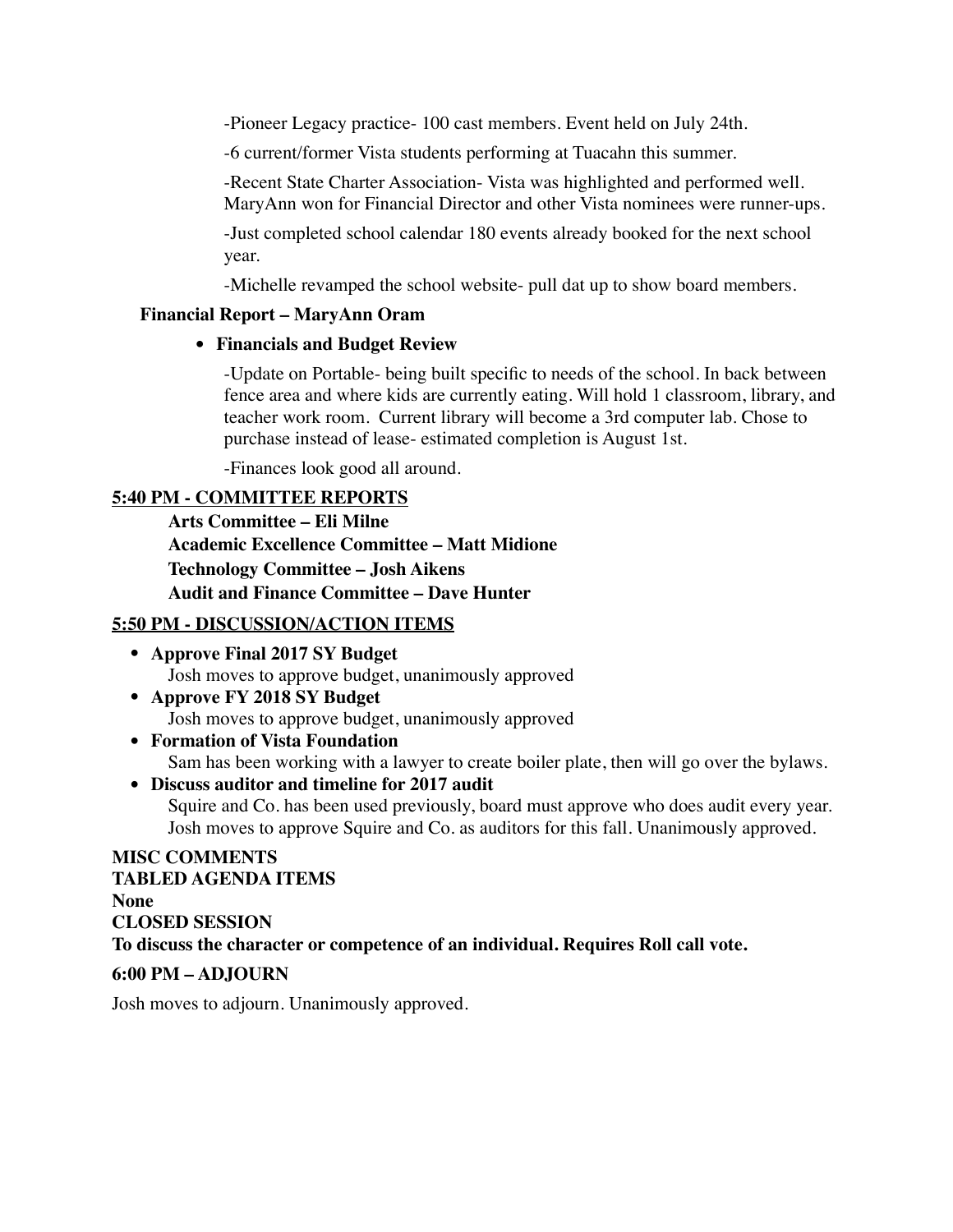-Pioneer Legacy practice- 100 cast members. Event held on July 24th.

-6 current/former Vista students performing at Tuacahn this summer.

-Recent State Charter Association- Vista was highlighted and performed well. MaryAnn won for Financial Director and other Vista nominees were runner-ups.

-Just completed school calendar 180 events already booked for the next school year.

-Michelle revamped the school website- pull dat up to show board members.

**Financial Report – MaryAnn Oram**

- **Financials and Budget Review**

  -Update on Portable- being built specific to needs of the school. In back between fence area and where kids are currently eating. Will hold 1 classroom, library, and teacher work room. Current library will become a 3rd computer lab. Chose to purchase instead of lease- estimated completion is August 1st.

  -Finances look good all around.

**5:40 PM - COMMITTEE REPORTS**

**Arts Committee – Eli Milne**
**Academic Excellence Committee – Matt Midione**
**Technology Committee – Josh Aikens**
**Audit and Finance Committee – Dave Hunter**

**5:50 PM - DISCUSSION/ACTION ITEMS**

- **Approve Final 2017 SY Budget**
  Josh moves to approve budget, unanimously approved
- **Approve FY 2018 SY Budget**
  Josh moves to approve budget, unanimously approved
- **Formation of Vista Foundation**
  Sam has been working with a lawyer to create boiler plate, then will go over the bylaws.
- **Discuss auditor and timeline for 2017 audit**
  Squire and Co. has been used previously, board must approve who does audit every year. Josh moves to approve Squire and Co. as auditors for this fall. Unanimously approved.

**MISC COMMENTS**
**TABLED AGENDA ITEMS**
**None**
**CLOSED SESSION**
**To discuss the character or competence of an individual. Requires Roll call vote.**

**6:00 PM – ADJOURN**

Josh moves to adjourn. Unanimously approved.